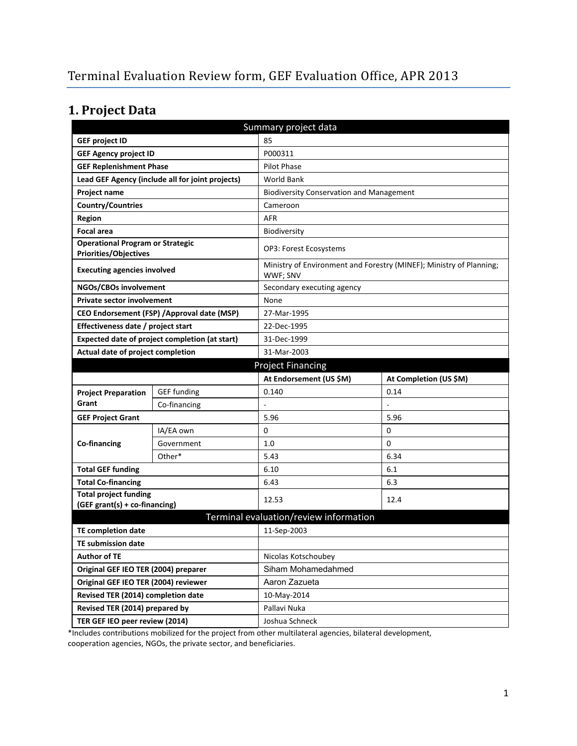# Terminal Evaluation Review form, GEF Evaluation Office, APR 2013

## 1. Project Data

| Summary project data | | | |
|---|---|---|---|
| **GEF project ID** | | 85 | |
| **GEF Agency project ID** | | P000311 | |
| **GEF Replenishment Phase** | | Pilot Phase | |
| **Lead GEF Agency (include all for joint projects)** | | World Bank | |
| **Project name** | | Biodiversity Conservation and Management | |
| **Country/Countries** | | Cameroon | |
| **Region** | | AFR | |
| **Focal area** | | Biodiversity | |
| **Operational Program or Strategic Priorities/Objectives** | | OP3: Forest Ecosystems | |
| **Executing agencies involved** | | Ministry of Environment and Forestry (MINEF); Ministry of Planning; WWF; SNV | |
| **NGOs/CBOs involvement** | | Secondary executing agency | |
| **Private sector involvement** | | None | |
| **CEO Endorsement (FSP) /Approval date (MSP)** | | 27-Mar-1995 | |
| **Effectiveness date / project start** | | 22-Dec-1995 | |
| **Expected date of project completion (at start)** | | 31-Dec-1999 | |
| **Actual date of project completion** | | 31-Mar-2003 | |
| **Project Financing** | | | |
| | | **At Endorsement (US $M)** | **At Completion (US $M)** |
| **Project Preparation Grant** | GEF funding | 0.140 | 0.14 |
| | Co-financing | - | - |
| **GEF Project Grant** | | 5.96 | 5.96 |
| **Co-financing** | IA/EA own | 0 | 0 |
| | Government | 1.0 | 0 |
| | Other* | 5.43 | 6.34 |
| **Total GEF funding** | | 6.10 | 6.1 |
| **Total Co-financing** | | 6.43 | 6.3 |
| **Total project funding (GEF grant(s) + co-financing)** | | 12.53 | 12.4 |
| **Terminal evaluation/review information** | | | |
| **TE completion date** | | 11-Sep-2003 | |
| **TE submission date** | | | |
| **Author of TE** | | Nicolas Kotschoubey | |
| **Original GEF IEO TER (2004) preparer** | | Siham Mohamedahmed | |
| **Original GEF IEO TER (2004) reviewer** | | Aaron Zazueta | |
| **Revised TER (2014) completion date** | | 10-May-2014 | |
| **Revised TER (2014) prepared by** | | Pallavi Nuka | |
| **TER GEF IEO peer review (2014)** | | Joshua Schneck | |

*Includes contributions mobilized for the project from other multilateral agencies, bilateral development, cooperation agencies, NGOs, the private sector, and beneficiaries.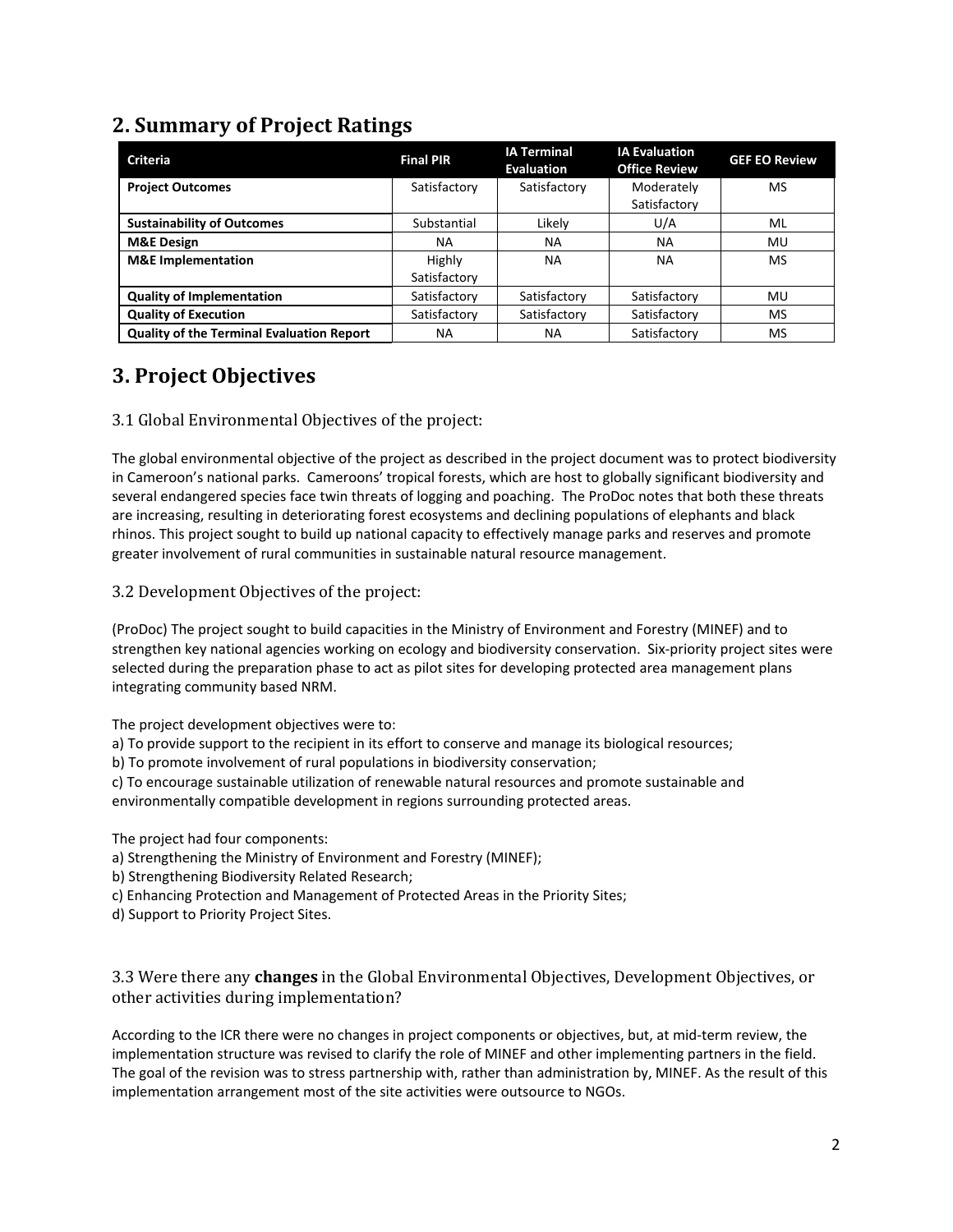## 2. Summary of Project Ratings

| Criteria | Final PIR | IA Terminal Evaluation | IA Evaluation Office Review | GEF EO Review |
|---|---|---|---|---|
| **Project Outcomes** | Satisfactory | Satisfactory | Moderately Satisfactory | MS |
| **Sustainability of Outcomes** | Substantial | Likely | U/A | ML |
| **M&E Design** | NA | NA | NA | MU |
| **M&E Implementation** | Highly Satisfactory | NA | NA | MS |
| **Quality of Implementation** | Satisfactory | Satisfactory | Satisfactory | MU |
| **Quality of Execution** | Satisfactory | Satisfactory | Satisfactory | MS |
| **Quality of the Terminal Evaluation Report** | NA | NA | Satisfactory | MS |

## 3. Project Objectives

### 3.1 Global Environmental Objectives of the project:

The global environmental objective of the project as described in the project document was to protect biodiversity in Cameroon's national parks. Cameroons' tropical forests, which are host to globally significant biodiversity and several endangered species face twin threats of logging and poaching. The ProDoc notes that both these threats are increasing, resulting in deteriorating forest ecosystems and declining populations of elephants and black rhinos. This project sought to build up national capacity to effectively manage parks and reserves and promote greater involvement of rural communities in sustainable natural resource management.

### 3.2 Development Objectives of the project:

(ProDoc) The project sought to build capacities in the Ministry of Environment and Forestry (MINEF) and to strengthen key national agencies working on ecology and biodiversity conservation. Six-priority project sites were selected during the preparation phase to act as pilot sites for developing protected area management plans integrating community based NRM.

The project development objectives were to:
a) To provide support to the recipient in its effort to conserve and manage its biological resources;
b) To promote involvement of rural populations in biodiversity conservation;
c) To encourage sustainable utilization of renewable natural resources and promote sustainable and environmentally compatible development in regions surrounding protected areas.

The project had four components:
a) Strengthening the Ministry of Environment and Forestry (MINEF);
b) Strengthening Biodiversity Related Research;
c) Enhancing Protection and Management of Protected Areas in the Priority Sites;
d) Support to Priority Project Sites.

### 3.3 Were there any **changes** in the Global Environmental Objectives, Development Objectives, or other activities during implementation?

According to the ICR there were no changes in project components or objectives, but, at mid-term review, the implementation structure was revised to clarify the role of MINEF and other implementing partners in the field. The goal of the revision was to stress partnership with, rather than administration by, MINEF. As the result of this implementation arrangement most of the site activities were outsource to NGOs.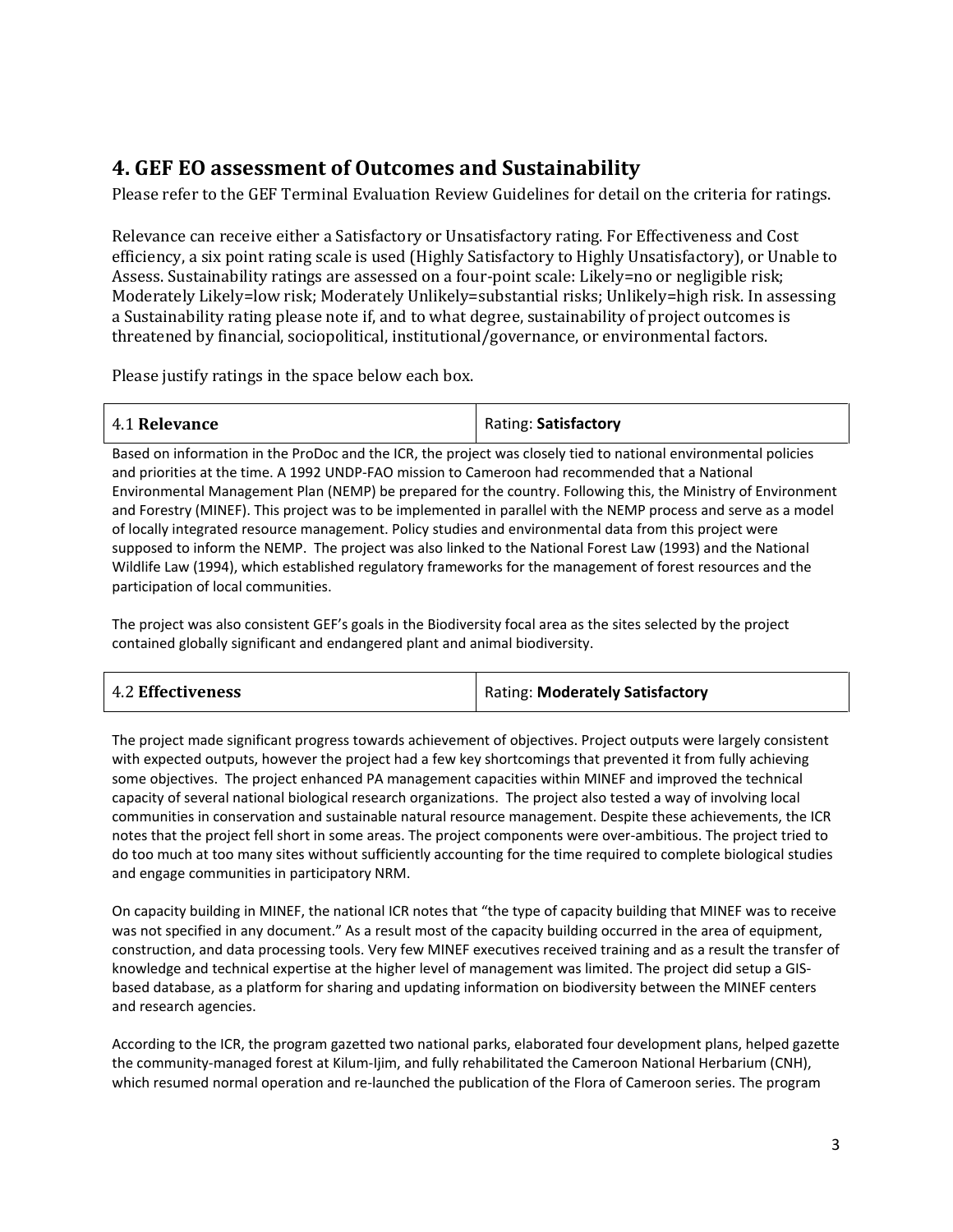## 4. GEF EO assessment of Outcomes and Sustainability

Please refer to the GEF Terminal Evaluation Review Guidelines for detail on the criteria for ratings.

Relevance can receive either a Satisfactory or Unsatisfactory rating. For Effectiveness and Cost efficiency, a six point rating scale is used (Highly Satisfactory to Highly Unsatisfactory), or Unable to Assess. Sustainability ratings are assessed on a four-point scale: Likely=no or negligible risk; Moderately Likely=low risk; Moderately Unlikely=substantial risks; Unlikely=high risk. In assessing a Sustainability rating please note if, and to what degree, sustainability of project outcomes is threatened by financial, sociopolitical, institutional/governance, or environmental factors.

Please justify ratings in the space below each box.

| 4.1 **Relevance** | Rating: **Satisfactory** |
|---|---|

Based on information in the ProDoc and the ICR, the project was closely tied to national environmental policies and priorities at the time. A 1992 UNDP-FAO mission to Cameroon had recommended that a National Environmental Management Plan (NEMP) be prepared for the country. Following this, the Ministry of Environment and Forestry (MINEF). This project was to be implemented in parallel with the NEMP process and serve as a model of locally integrated resource management. Policy studies and environmental data from this project were supposed to inform the NEMP. The project was also linked to the National Forest Law (1993) and the National Wildlife Law (1994), which established regulatory frameworks for the management of forest resources and the participation of local communities.

The project was also consistent GEF's goals in the Biodiversity focal area as the sites selected by the project contained globally significant and endangered plant and animal biodiversity.

| 4.2 **Effectiveness** | Rating: **Moderately Satisfactory** |
|---|---|

The project made significant progress towards achievement of objectives. Project outputs were largely consistent with expected outputs, however the project had a few key shortcomings that prevented it from fully achieving some objectives. The project enhanced PA management capacities within MINEF and improved the technical capacity of several national biological research organizations. The project also tested a way of involving local communities in conservation and sustainable natural resource management. Despite these achievements, the ICR notes that the project fell short in some areas. The project components were over-ambitious. The project tried to do too much at too many sites without sufficiently accounting for the time required to complete biological studies and engage communities in participatory NRM.

On capacity building in MINEF, the national ICR notes that "the type of capacity building that MINEF was to receive was not specified in any document." As a result most of the capacity building occurred in the area of equipment, construction, and data processing tools. Very few MINEF executives received training and as a result the transfer of knowledge and technical expertise at the higher level of management was limited. The project did setup a GIS-based database, as a platform for sharing and updating information on biodiversity between the MINEF centers and research agencies.

According to the ICR, the program gazetted two national parks, elaborated four development plans, helped gazette the community-managed forest at Kilum-Ijim, and fully rehabilitated the Cameroon National Herbarium (CNH), which resumed normal operation and re-launched the publication of the Flora of Cameroon series. The program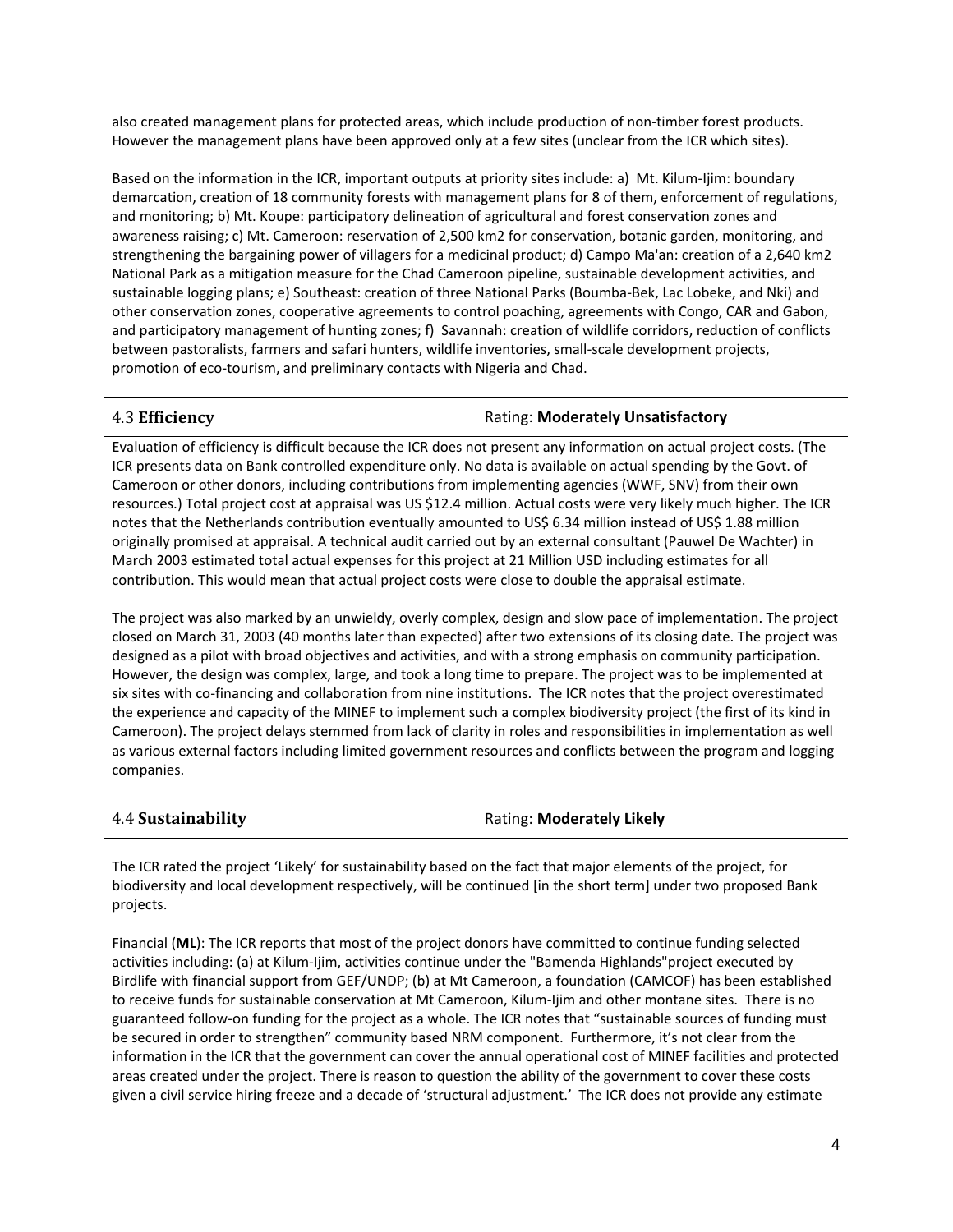also created management plans for protected areas, which include production of non-timber forest products. However the management plans have been approved only at a few sites (unclear from the ICR which sites).

Based on the information in the ICR, important outputs at priority sites include: a) Mt. Kilum-Ijim: boundary demarcation, creation of 18 community forests with management plans for 8 of them, enforcement of regulations, and monitoring; b) Mt. Koupe: participatory delineation of agricultural and forest conservation zones and awareness raising; c) Mt. Cameroon: reservation of 2,500 km2 for conservation, botanic garden, monitoring, and strengthening the bargaining power of villagers for a medicinal product; d) Campo Ma'an: creation of a 2,640 km2 National Park as a mitigation measure for the Chad Cameroon pipeline, sustainable development activities, and sustainable logging plans; e) Southeast: creation of three National Parks (Boumba-Bek, Lac Lobeke, and Nki) and other conservation zones, cooperative agreements to control poaching, agreements with Congo, CAR and Gabon, and participatory management of hunting zones; f) Savannah: creation of wildlife corridors, reduction of conflicts between pastoralists, farmers and safari hunters, wildlife inventories, small-scale development projects, promotion of eco-tourism, and preliminary contacts with Nigeria and Chad.

| 4.3 **Efficiency** | Rating: **Moderately Unsatisfactory** |
|---|---|

Evaluation of efficiency is difficult because the ICR does not present any information on actual project costs. (The ICR presents data on Bank controlled expenditure only. No data is available on actual spending by the Govt. of Cameroon or other donors, including contributions from implementing agencies (WWF, SNV) from their own resources.) Total project cost at appraisal was US $12.4 million. Actual costs were very likely much higher. The ICR notes that the Netherlands contribution eventually amounted to US$ 6.34 million instead of US$ 1.88 million originally promised at appraisal. A technical audit carried out by an external consultant (Pauwel De Wachter) in March 2003 estimated total actual expenses for this project at 21 Million USD including estimates for all contribution. This would mean that actual project costs were close to double the appraisal estimate.

The project was also marked by an unwieldy, overly complex, design and slow pace of implementation. The project closed on March 31, 2003 (40 months later than expected) after two extensions of its closing date. The project was designed as a pilot with broad objectives and activities, and with a strong emphasis on community participation. However, the design was complex, large, and took a long time to prepare. The project was to be implemented at six sites with co-financing and collaboration from nine institutions. The ICR notes that the project overestimated the experience and capacity of the MINEF to implement such a complex biodiversity project (the first of its kind in Cameroon). The project delays stemmed from lack of clarity in roles and responsibilities in implementation as well as various external factors including limited government resources and conflicts between the program and logging companies.

| 4.4 **Sustainability** | Rating: **Moderately Likely** |
|---|---|

The ICR rated the project 'Likely' for sustainability based on the fact that major elements of the project, for biodiversity and local development respectively, will be continued [in the short term] under two proposed Bank projects.

Financial (**ML**): The ICR reports that most of the project donors have committed to continue funding selected activities including: (a) at Kilum-Ijim, activities continue under the "Bamenda Highlands"project executed by Birdlife with financial support from GEF/UNDP; (b) at Mt Cameroon, a foundation (CAMCOF) has been established to receive funds for sustainable conservation at Mt Cameroon, Kilum-Ijim and other montane sites. There is no guaranteed follow-on funding for the project as a whole. The ICR notes that "sustainable sources of funding must be secured in order to strengthen" community based NRM component. Furthermore, it's not clear from the information in the ICR that the government can cover the annual operational cost of MINEF facilities and protected areas created under the project. There is reason to question the ability of the government to cover these costs given a civil service hiring freeze and a decade of 'structural adjustment.' The ICR does not provide any estimate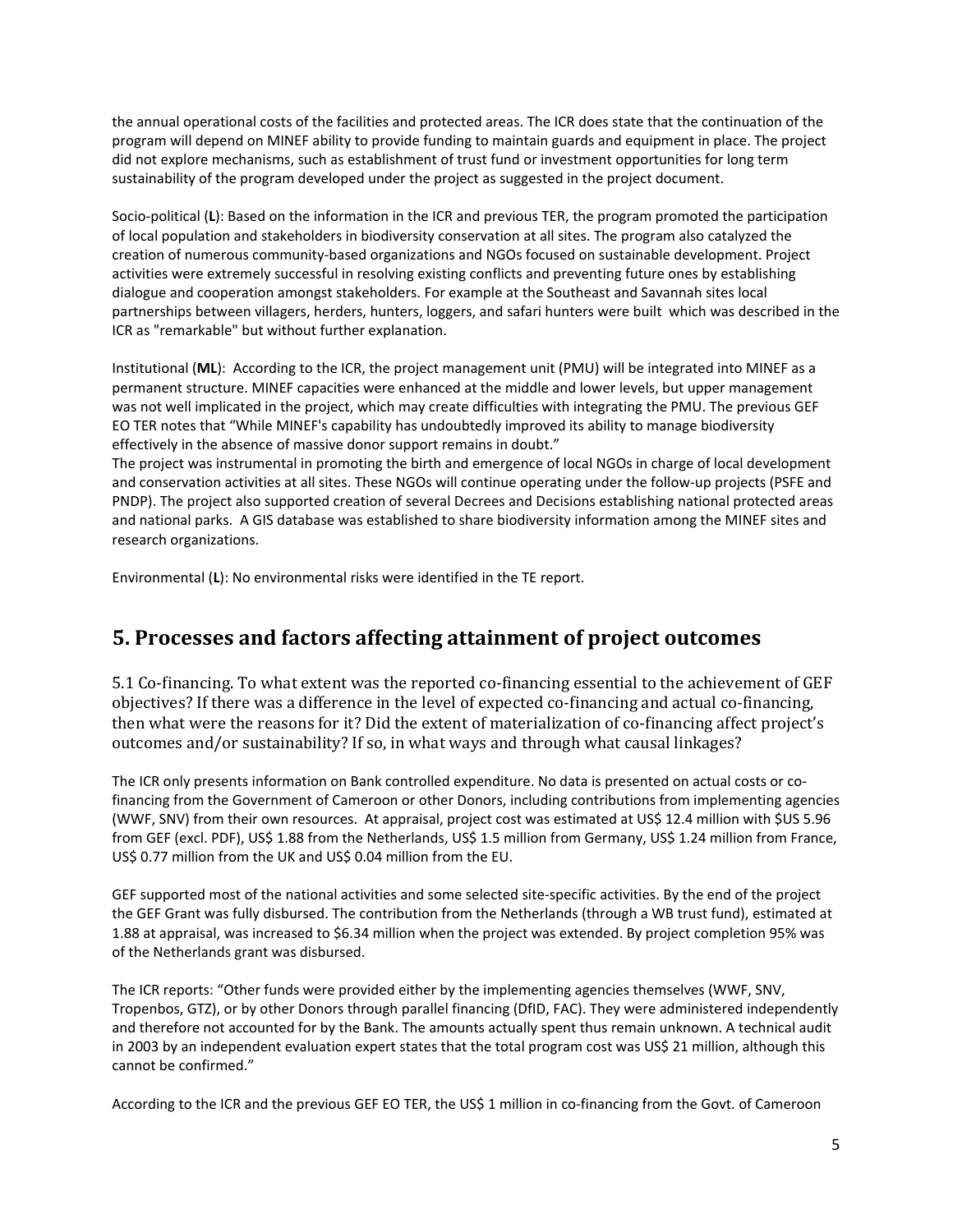the annual operational costs of the facilities and protected areas. The ICR does state that the continuation of the program will depend on MINEF ability to provide funding to maintain guards and equipment in place. The project did not explore mechanisms, such as establishment of trust fund or investment opportunities for long term sustainability of the program developed under the project as suggested in the project document.

Socio-political (**L**): Based on the information in the ICR and previous TER, the program promoted the participation of local population and stakeholders in biodiversity conservation at all sites. The program also catalyzed the creation of numerous community-based organizations and NGOs focused on sustainable development. Project activities were extremely successful in resolving existing conflicts and preventing future ones by establishing dialogue and cooperation amongst stakeholders. For example at the Southeast and Savannah sites local partnerships between villagers, herders, hunters, loggers, and safari hunters were built which was described in the ICR as "remarkable" but without further explanation.

Institutional (**ML**): According to the ICR, the project management unit (PMU) will be integrated into MINEF as a permanent structure. MINEF capacities were enhanced at the middle and lower levels, but upper management was not well implicated in the project, which may create difficulties with integrating the PMU. The previous GEF EO TER notes that "While MINEF's capability has undoubtedly improved its ability to manage biodiversity effectively in the absence of massive donor support remains in doubt."

The project was instrumental in promoting the birth and emergence of local NGOs in charge of local development and conservation activities at all sites. These NGOs will continue operating under the follow-up projects (PSFE and PNDP). The project also supported creation of several Decrees and Decisions establishing national protected areas and national parks. A GIS database was established to share biodiversity information among the MINEF sites and research organizations.

Environmental (**L**): No environmental risks were identified in the TE report.

## 5. Processes and factors affecting attainment of project outcomes

5.1 Co-financing. To what extent was the reported co-financing essential to the achievement of GEF objectives? If there was a difference in the level of expected co-financing and actual co-financing, then what were the reasons for it? Did the extent of materialization of co-financing affect project's outcomes and/or sustainability? If so, in what ways and through what causal linkages?

The ICR only presents information on Bank controlled expenditure. No data is presented on actual costs or co-financing from the Government of Cameroon or other Donors, including contributions from implementing agencies (WWF, SNV) from their own resources. At appraisal, project cost was estimated at US$ 12.4 million with $US 5.96 from GEF (excl. PDF), US$ 1.88 from the Netherlands, US$ 1.5 million from Germany, US$ 1.24 million from France, US$ 0.77 million from the UK and US$ 0.04 million from the EU.

GEF supported most of the national activities and some selected site-specific activities. By the end of the project the GEF Grant was fully disbursed. The contribution from the Netherlands (through a WB trust fund), estimated at 1.88 at appraisal, was increased to $6.34 million when the project was extended. By project completion 95% was of the Netherlands grant was disbursed.

The ICR reports: "Other funds were provided either by the implementing agencies themselves (WWF, SNV, Tropenbos, GTZ), or by other Donors through parallel financing (DfID, FAC). They were administered independently and therefore not accounted for by the Bank. The amounts actually spent thus remain unknown. A technical audit in 2003 by an independent evaluation expert states that the total program cost was US$ 21 million, although this cannot be confirmed."

According to the ICR and the previous GEF EO TER, the US$ 1 million in co-financing from the Govt. of Cameroon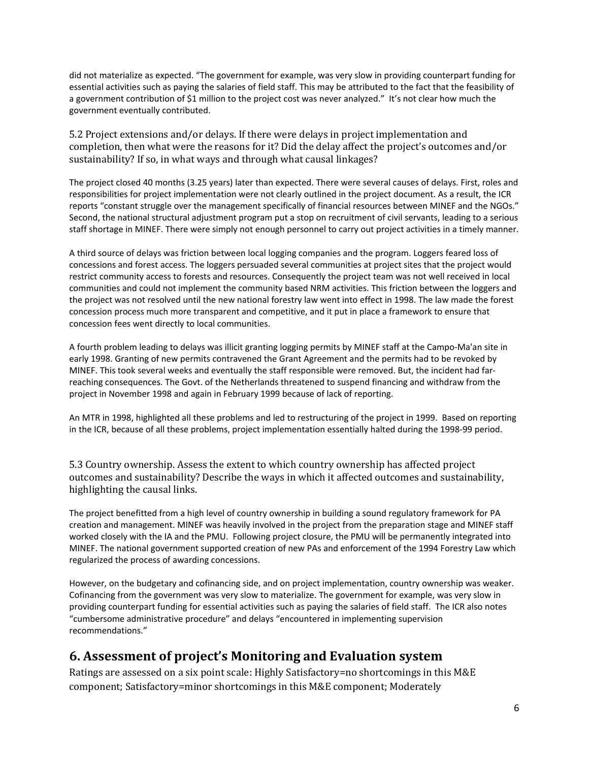did not materialize as expected. "The government for example, was very slow in providing counterpart funding for essential activities such as paying the salaries of field staff. This may be attributed to the fact that the feasibility of a government contribution of $1 million to the project cost was never analyzed." It's not clear how much the government eventually contributed.

### 5.2 Project extensions and/or delays. If there were delays in project implementation and completion, then what were the reasons for it? Did the delay affect the project's outcomes and/or sustainability? If so, in what ways and through what causal linkages?

The project closed 40 months (3.25 years) later than expected. There were several causes of delays. First, roles and responsibilities for project implementation were not clearly outlined in the project document. As a result, the ICR reports "constant struggle over the management specifically of financial resources between MINEF and the NGOs." Second, the national structural adjustment program put a stop on recruitment of civil servants, leading to a serious staff shortage in MINEF. There were simply not enough personnel to carry out project activities in a timely manner.

A third source of delays was friction between local logging companies and the program. Loggers feared loss of concessions and forest access. The loggers persuaded several communities at project sites that the project would restrict community access to forests and resources. Consequently the project team was not well received in local communities and could not implement the community based NRM activities. This friction between the loggers and the project was not resolved until the new national forestry law went into effect in 1998. The law made the forest concession process much more transparent and competitive, and it put in place a framework to ensure that concession fees went directly to local communities.

A fourth problem leading to delays was illicit granting logging permits by MINEF staff at the Campo-Ma'an site in early 1998. Granting of new permits contravened the Grant Agreement and the permits had to be revoked by MINEF. This took several weeks and eventually the staff responsible were removed. But, the incident had far-reaching consequences. The Govt. of the Netherlands threatened to suspend financing and withdraw from the project in November 1998 and again in February 1999 because of lack of reporting.

An MTR in 1998, highlighted all these problems and led to restructuring of the project in 1999. Based on reporting in the ICR, because of all these problems, project implementation essentially halted during the 1998-99 period.

### 5.3 Country ownership. Assess the extent to which country ownership has affected project outcomes and sustainability? Describe the ways in which it affected outcomes and sustainability, highlighting the causal links.

The project benefitted from a high level of country ownership in building a sound regulatory framework for PA creation and management. MINEF was heavily involved in the project from the preparation stage and MINEF staff worked closely with the IA and the PMU. Following project closure, the PMU will be permanently integrated into MINEF. The national government supported creation of new PAs and enforcement of the 1994 Forestry Law which regularized the process of awarding concessions.

However, on the budgetary and cofinancing side, and on project implementation, country ownership was weaker. Cofinancing from the government was very slow to materialize. The government for example, was very slow in providing counterpart funding for essential activities such as paying the salaries of field staff. The ICR also notes "cumbersome administrative procedure" and delays "encountered in implementing supervision recommendations."

## 6. Assessment of project's Monitoring and Evaluation system

Ratings are assessed on a six point scale: Highly Satisfactory=no shortcomings in this M&E component; Satisfactory=minor shortcomings in this M&E component; Moderately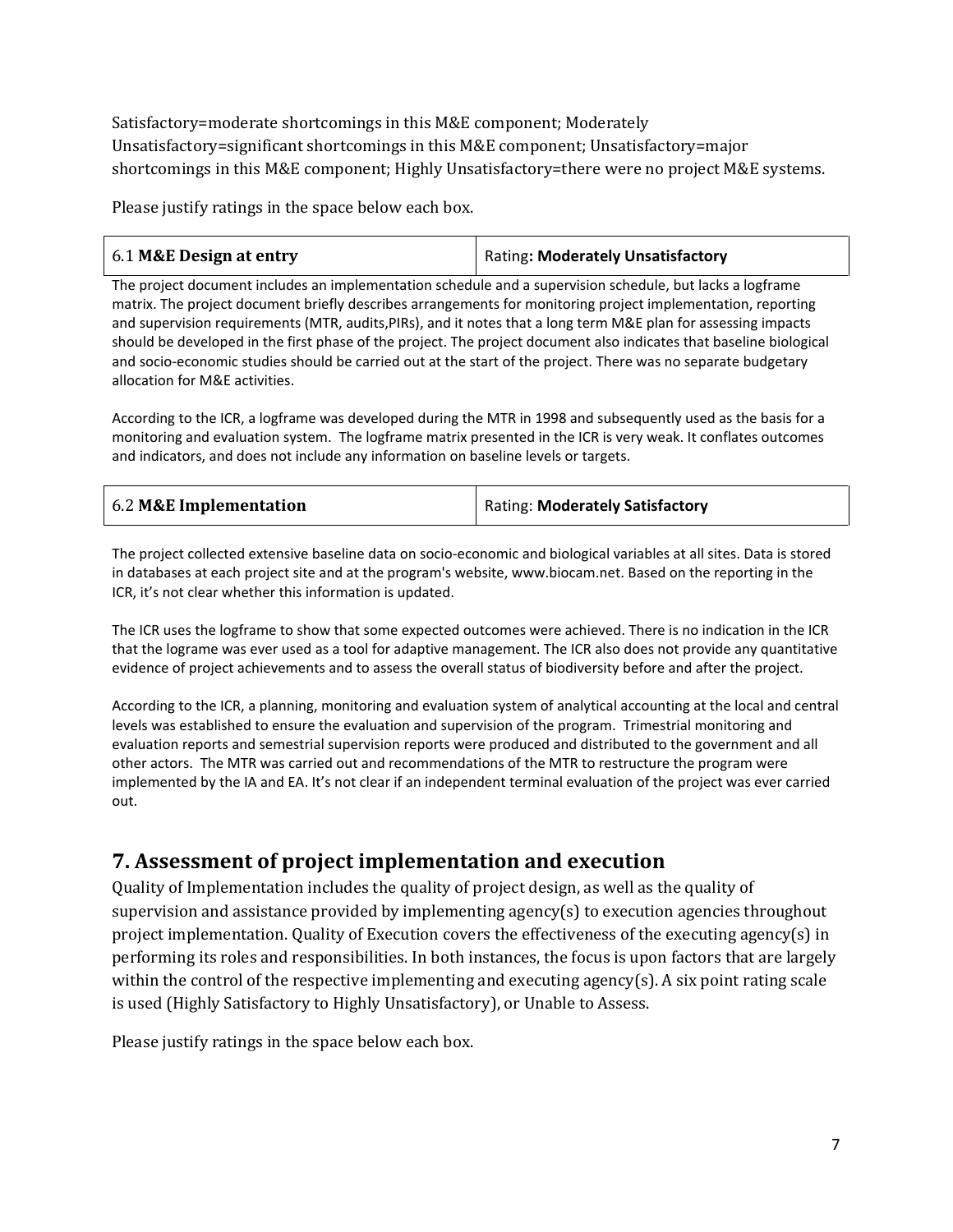Satisfactory=moderate shortcomings in this M&E component; Moderately Unsatisfactory=significant shortcomings in this M&E component; Unsatisfactory=major shortcomings in this M&E component; Highly Unsatisfactory=there were no project M&E systems.

Please justify ratings in the space below each box.

| 6.1 **M&E Design at entry** | Rating**: Moderately Unsatisfactory** |
|---|---|

The project document includes an implementation schedule and a supervision schedule, but lacks a logframe matrix. The project document briefly describes arrangements for monitoring project implementation, reporting and supervision requirements (MTR, audits,PIRs), and it notes that a long term M&E plan for assessing impacts should be developed in the first phase of the project. The project document also indicates that baseline biological and socio-economic studies should be carried out at the start of the project. There was no separate budgetary allocation for M&E activities.

According to the ICR, a logframe was developed during the MTR in 1998 and subsequently used as the basis for a monitoring and evaluation system. The logframe matrix presented in the ICR is very weak. It conflates outcomes and indicators, and does not include any information on baseline levels or targets.

| 6.2 **M&E Implementation** | Rating: **Moderately Satisfactory** |
|---|---|

The project collected extensive baseline data on socio-economic and biological variables at all sites. Data is stored in databases at each project site and at the program's website, www.biocam.net. Based on the reporting in the ICR, it's not clear whether this information is updated.

The ICR uses the logframe to show that some expected outcomes were achieved. There is no indication in the ICR that the lograme was ever used as a tool for adaptive management. The ICR also does not provide any quantitative evidence of project achievements and to assess the overall status of biodiversity before and after the project.

According to the ICR, a planning, monitoring and evaluation system of analytical accounting at the local and central levels was established to ensure the evaluation and supervision of the program. Trimestrial monitoring and evaluation reports and semestrial supervision reports were produced and distributed to the government and all other actors. The MTR was carried out and recommendations of the MTR to restructure the program were implemented by the IA and EA. It's not clear if an independent terminal evaluation of the project was ever carried out.

## 7. Assessment of project implementation and execution

Quality of Implementation includes the quality of project design, as well as the quality of supervision and assistance provided by implementing agency(s) to execution agencies throughout project implementation. Quality of Execution covers the effectiveness of the executing agency(s) in performing its roles and responsibilities. In both instances, the focus is upon factors that are largely within the control of the respective implementing and executing agency(s). A six point rating scale is used (Highly Satisfactory to Highly Unsatisfactory), or Unable to Assess.

Please justify ratings in the space below each box.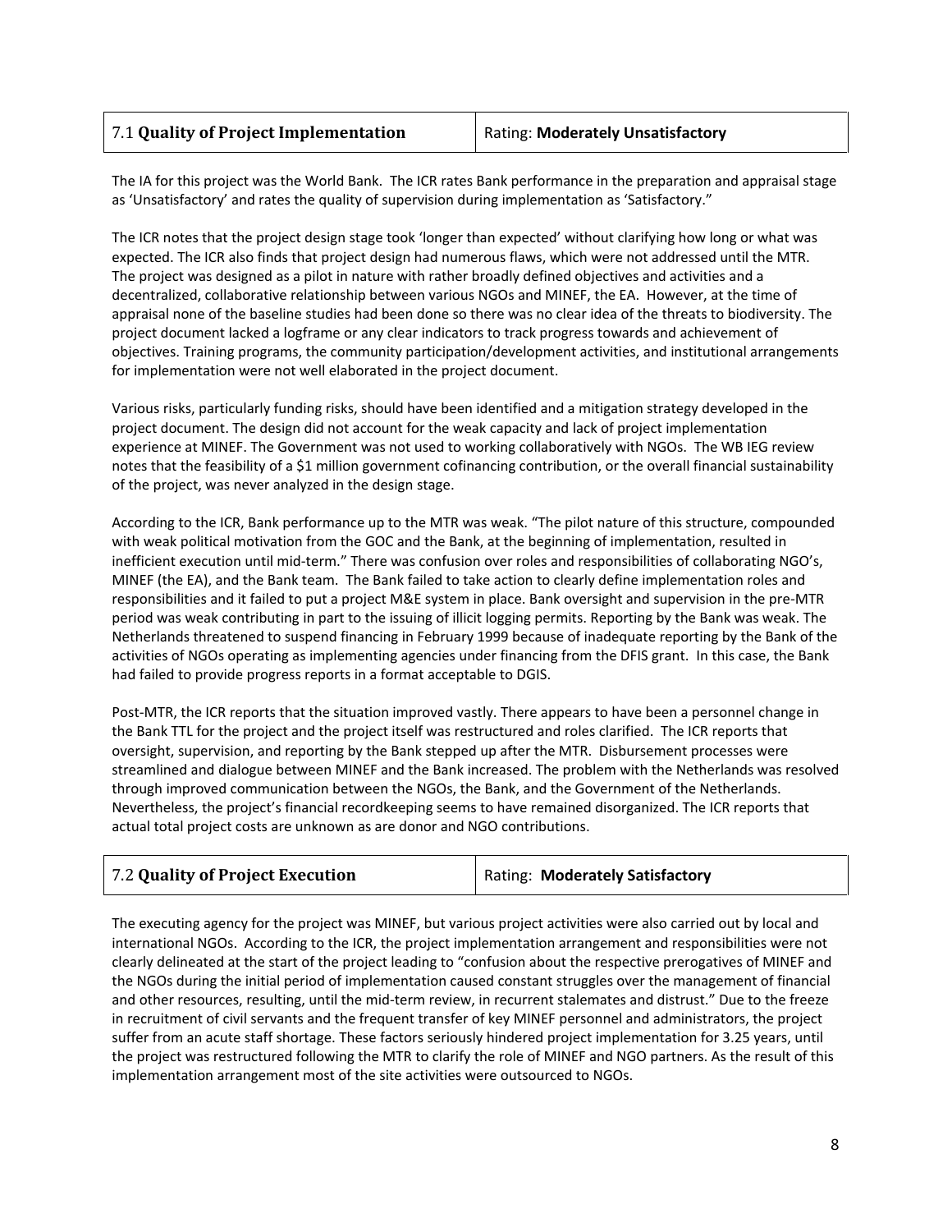| 7.1 **Quality of Project Implementation** | Rating: **Moderately Unsatisfactory** |
|---|---|

The IA for this project was the World Bank. The ICR rates Bank performance in the preparation and appraisal stage as 'Unsatisfactory' and rates the quality of supervision during implementation as 'Satisfactory."

The ICR notes that the project design stage took 'longer than expected' without clarifying how long or what was expected. The ICR also finds that project design had numerous flaws, which were not addressed until the MTR. The project was designed as a pilot in nature with rather broadly defined objectives and activities and a decentralized, collaborative relationship between various NGOs and MINEF, the EA. However, at the time of appraisal none of the baseline studies had been done so there was no clear idea of the threats to biodiversity. The project document lacked a logframe or any clear indicators to track progress towards and achievement of objectives. Training programs, the community participation/development activities, and institutional arrangements for implementation were not well elaborated in the project document.

Various risks, particularly funding risks, should have been identified and a mitigation strategy developed in the project document. The design did not account for the weak capacity and lack of project implementation experience at MINEF. The Government was not used to working collaboratively with NGOs. The WB IEG review notes that the feasibility of a $1 million government cofinancing contribution, or the overall financial sustainability of the project, was never analyzed in the design stage.

According to the ICR, Bank performance up to the MTR was weak. "The pilot nature of this structure, compounded with weak political motivation from the GOC and the Bank, at the beginning of implementation, resulted in inefficient execution until mid-term." There was confusion over roles and responsibilities of collaborating NGO's, MINEF (the EA), and the Bank team. The Bank failed to take action to clearly define implementation roles and responsibilities and it failed to put a project M&E system in place. Bank oversight and supervision in the pre-MTR period was weak contributing in part to the issuing of illicit logging permits. Reporting by the Bank was weak. The Netherlands threatened to suspend financing in February 1999 because of inadequate reporting by the Bank of the activities of NGOs operating as implementing agencies under financing from the DFIS grant. In this case, the Bank had failed to provide progress reports in a format acceptable to DGIS.

Post-MTR, the ICR reports that the situation improved vastly. There appears to have been a personnel change in the Bank TTL for the project and the project itself was restructured and roles clarified. The ICR reports that oversight, supervision, and reporting by the Bank stepped up after the MTR. Disbursement processes were streamlined and dialogue between MINEF and the Bank increased. The problem with the Netherlands was resolved through improved communication between the NGOs, the Bank, and the Government of the Netherlands. Nevertheless, the project's financial recordkeeping seems to have remained disorganized. The ICR reports that actual total project costs are unknown as are donor and NGO contributions.

| 7.2 **Quality of Project Execution** | Rating: **Moderately Satisfactory** |
|---|---|

The executing agency for the project was MINEF, but various project activities were also carried out by local and international NGOs. According to the ICR, the project implementation arrangement and responsibilities were not clearly delineated at the start of the project leading to "confusion about the respective prerogatives of MINEF and the NGOs during the initial period of implementation caused constant struggles over the management of financial and other resources, resulting, until the mid-term review, in recurrent stalemates and distrust." Due to the freeze in recruitment of civil servants and the frequent transfer of key MINEF personnel and administrators, the project suffer from an acute staff shortage. These factors seriously hindered project implementation for 3.25 years, until the project was restructured following the MTR to clarify the role of MINEF and NGO partners. As the result of this implementation arrangement most of the site activities were outsourced to NGOs.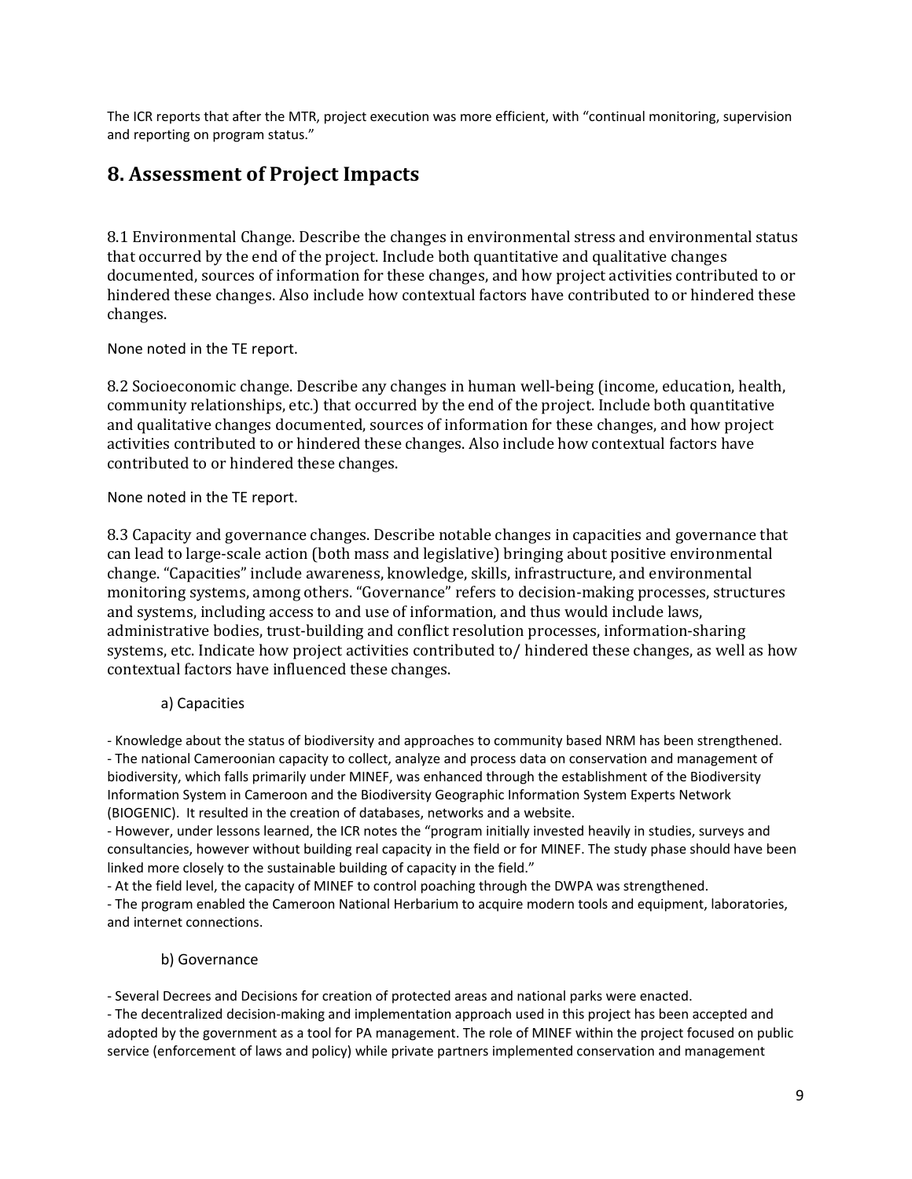The ICR reports that after the MTR, project execution was more efficient, with "continual monitoring, supervision and reporting on program status."

# 8. Assessment of Project Impacts

8.1 Environmental Change. Describe the changes in environmental stress and environmental status that occurred by the end of the project. Include both quantitative and qualitative changes documented, sources of information for these changes, and how project activities contributed to or hindered these changes. Also include how contextual factors have contributed to or hindered these changes.

None noted in the TE report.

8.2 Socioeconomic change. Describe any changes in human well-being (income, education, health, community relationships, etc.) that occurred by the end of the project. Include both quantitative and qualitative changes documented, sources of information for these changes, and how project activities contributed to or hindered these changes. Also include how contextual factors have contributed to or hindered these changes.

None noted in the TE report.

8.3 Capacity and governance changes. Describe notable changes in capacities and governance that can lead to large-scale action (both mass and legislative) bringing about positive environmental change. "Capacities" include awareness, knowledge, skills, infrastructure, and environmental monitoring systems, among others. "Governance" refers to decision-making processes, structures and systems, including access to and use of information, and thus would include laws, administrative bodies, trust-building and conflict resolution processes, information-sharing systems, etc. Indicate how project activities contributed to/ hindered these changes, as well as how contextual factors have influenced these changes.

a) Capacities

- Knowledge about the status of biodiversity and approaches to community based NRM has been strengthened.
- The national Cameroonian capacity to collect, analyze and process data on conservation and management of biodiversity, which falls primarily under MINEF, was enhanced through the establishment of the Biodiversity Information System in Cameroon and the Biodiversity Geographic Information System Experts Network (BIOGENIC). It resulted in the creation of databases, networks and a website.
- However, under lessons learned, the ICR notes the "program initially invested heavily in studies, surveys and consultancies, however without building real capacity in the field or for MINEF. The study phase should have been linked more closely to the sustainable building of capacity in the field."
- At the field level, the capacity of MINEF to control poaching through the DWPA was strengthened.
- The program enabled the Cameroon National Herbarium to acquire modern tools and equipment, laboratories, and internet connections.

b) Governance

- Several Decrees and Decisions for creation of protected areas and national parks were enacted.
- The decentralized decision-making and implementation approach used in this project has been accepted and adopted by the government as a tool for PA management. The role of MINEF within the project focused on public service (enforcement of laws and policy) while private partners implemented conservation and management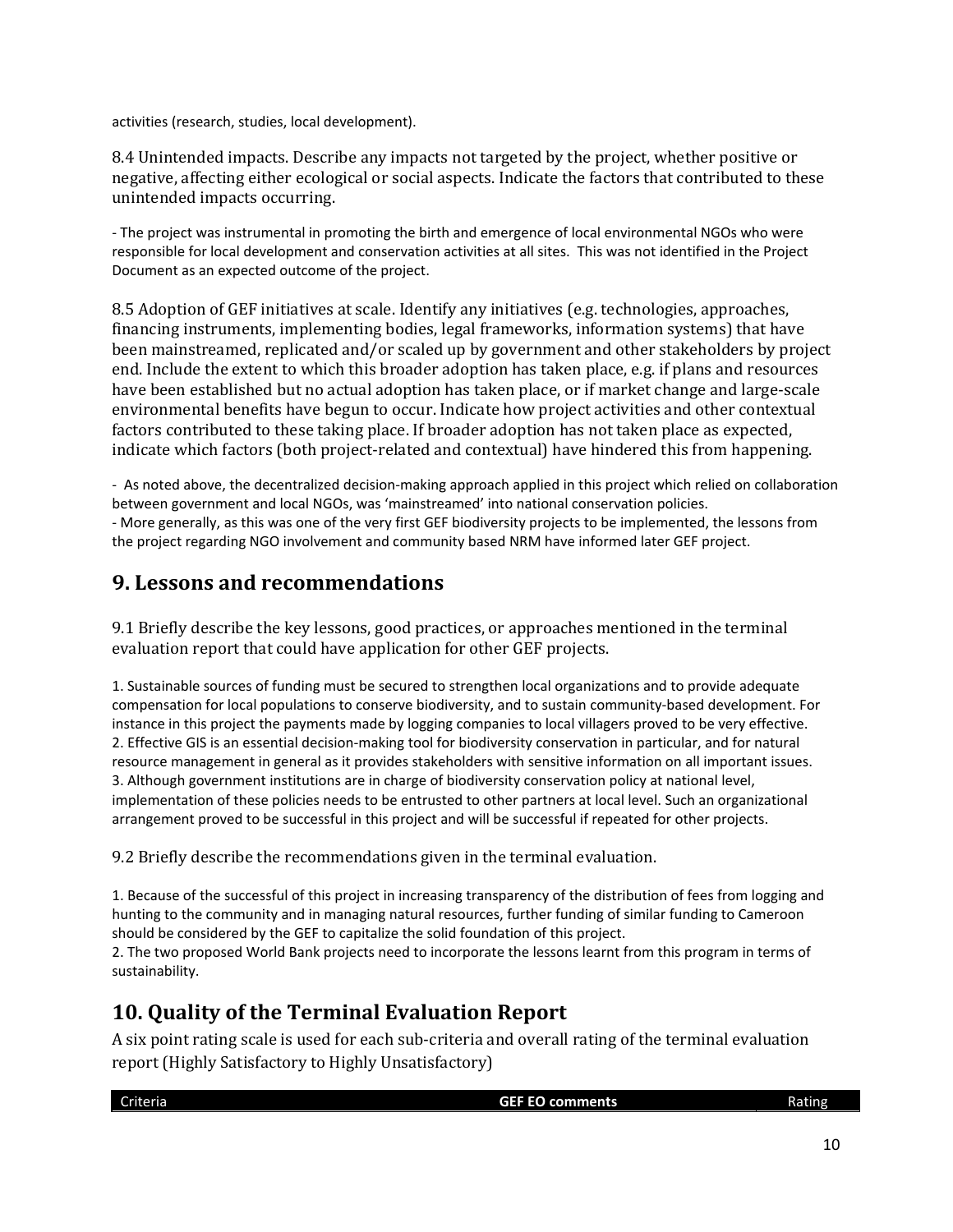activities (research, studies, local development).

8.4 Unintended impacts. Describe any impacts not targeted by the project, whether positive or negative, affecting either ecological or social aspects. Indicate the factors that contributed to these unintended impacts occurring.

- The project was instrumental in promoting the birth and emergence of local environmental NGOs who were responsible for local development and conservation activities at all sites. This was not identified in the Project Document as an expected outcome of the project.

8.5 Adoption of GEF initiatives at scale. Identify any initiatives (e.g. technologies, approaches, financing instruments, implementing bodies, legal frameworks, information systems) that have been mainstreamed, replicated and/or scaled up by government and other stakeholders by project end. Include the extent to which this broader adoption has taken place, e.g. if plans and resources have been established but no actual adoption has taken place, or if market change and large-scale environmental benefits have begun to occur. Indicate how project activities and other contextual factors contributed to these taking place. If broader adoption has not taken place as expected, indicate which factors (both project-related and contextual) have hindered this from happening.

- As noted above, the decentralized decision-making approach applied in this project which relied on collaboration between government and local NGOs, was 'mainstreamed' into national conservation policies.
- More generally, as this was one of the very first GEF biodiversity projects to be implemented, the lessons from the project regarding NGO involvement and community based NRM have informed later GEF project.

## 9. Lessons and recommendations

9.1 Briefly describe the key lessons, good practices, or approaches mentioned in the terminal evaluation report that could have application for other GEF projects.

1. Sustainable sources of funding must be secured to strengthen local organizations and to provide adequate compensation for local populations to conserve biodiversity, and to sustain community-based development. For instance in this project the payments made by logging companies to local villagers proved to be very effective.
2. Effective GIS is an essential decision-making tool for biodiversity conservation in particular, and for natural resource management in general as it provides stakeholders with sensitive information on all important issues.
3. Although government institutions are in charge of biodiversity conservation policy at national level, implementation of these policies needs to be entrusted to other partners at local level. Such an organizational arrangement proved to be successful in this project and will be successful if repeated for other projects.

9.2 Briefly describe the recommendations given in the terminal evaluation.

1. Because of the successful of this project in increasing transparency of the distribution of fees from logging and hunting to the community and in managing natural resources, further funding of similar funding to Cameroon should be considered by the GEF to capitalize the solid foundation of this project.
2. The two proposed World Bank projects need to incorporate the lessons learnt from this program in terms of sustainability.

## 10. Quality of the Terminal Evaluation Report

A six point rating scale is used for each sub-criteria and overall rating of the terminal evaluation report (Highly Satisfactory to Highly Unsatisfactory)

| Criteria | GEF EO comments | Rating |
|---|---|---|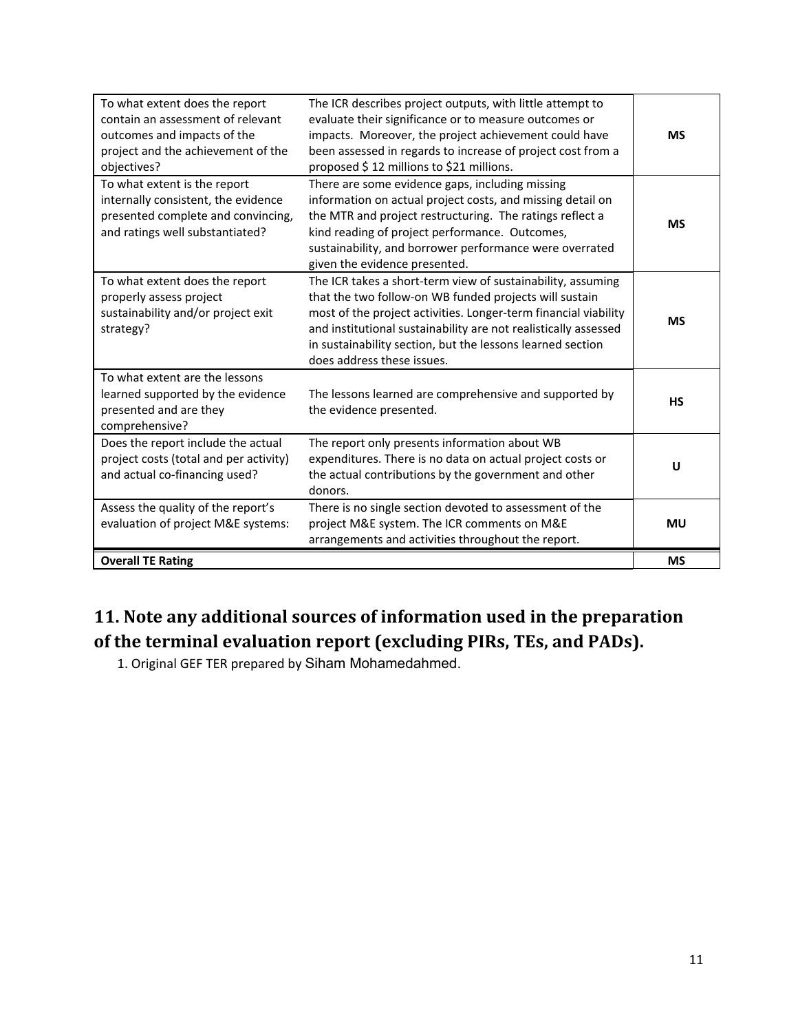| | | |
|---|---|---|
| To what extent does the report contain an assessment of relevant outcomes and impacts of the project and the achievement of the objectives? | The ICR describes project outputs, with little attempt to evaluate their significance or to measure outcomes or impacts. Moreover, the project achievement could have been assessed in regards to increase of project cost from a proposed $ 12 millions to $21 millions. | **MS** |
| To what extent is the report internally consistent, the evidence presented complete and convincing, and ratings well substantiated? | There are some evidence gaps, including missing information on actual project costs, and missing detail on the MTR and project restructuring. The ratings reflect a kind reading of project performance. Outcomes, sustainability, and borrower performance were overrated given the evidence presented. | **MS** |
| To what extent does the report properly assess project sustainability and/or project exit strategy? | The ICR takes a short-term view of sustainability, assuming that the two follow-on WB funded projects will sustain most of the project activities. Longer-term financial viability and institutional sustainability are not realistically assessed in sustainability section, but the lessons learned section does address these issues. | **MS** |
| To what extent are the lessons learned supported by the evidence presented and are they comprehensive? | The lessons learned are comprehensive and supported by the evidence presented. | **HS** |
| Does the report include the actual project costs (total and per activity) and actual co-financing used? | The report only presents information about WB expenditures. There is no data on actual project costs or the actual contributions by the government and other donors. | **U** |
| Assess the quality of the report's evaluation of project M&E systems: | There is no single section devoted to assessment of the project M&E system. The ICR comments on M&E arrangements and activities throughout the report. | **MU** |
| **Overall TE Rating** | | **MS** |

## 11. Note any additional sources of information used in the preparation of the terminal evaluation report (excluding PIRs, TEs, and PADs).

1. Original GEF TER prepared by Siham Mohamedahmed.